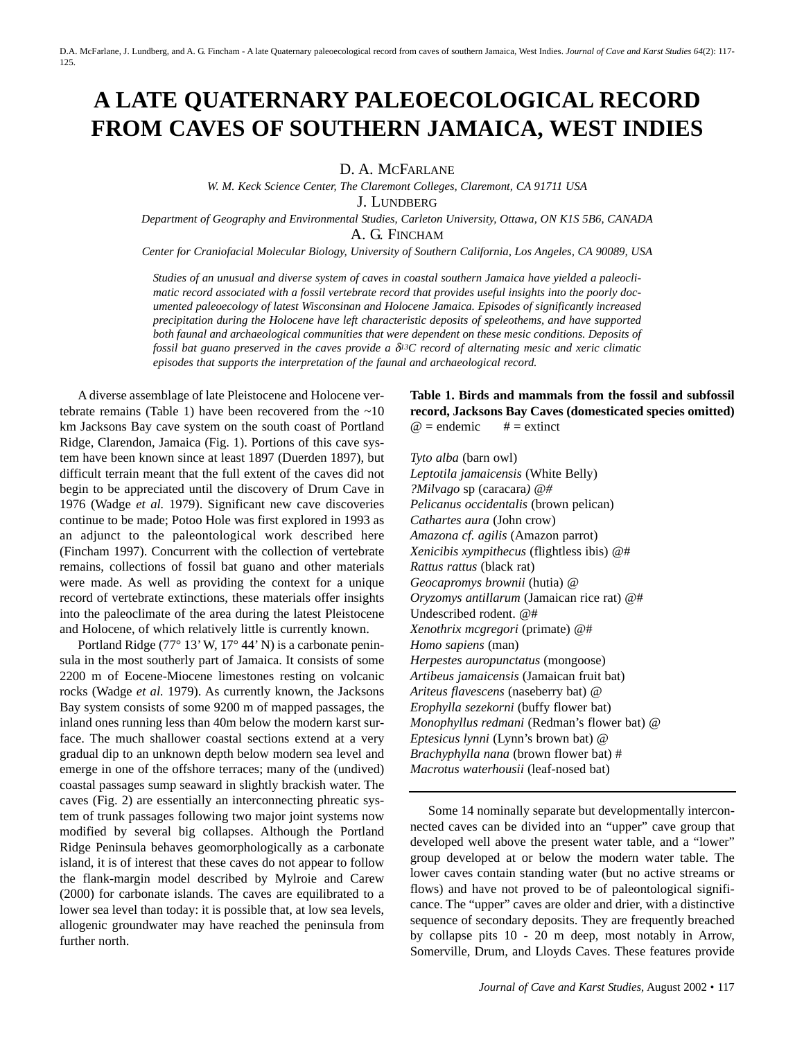# A LATE QUATERNARY PALEOECOLOGICAL RECORD FROM CAVES OF SOUTHERN JAMAICA, WEST INDIES

D. A. McFarlane
*W. M. Keck Science Center, The Claremont Colleges, Claremont, CA 91711 USA*

J. Lundberg
*Department of Geography and Environmental Studies, Carleton University, Ottawa, ON K1S 5B6, CANADA*

A. G. Fincham
*Center for Craniofacial Molecular Biology, University of Southern California, Los Angeles, CA 90089, USA*

*Studies of an unusual and diverse system of caves in coastal southern Jamaica have yielded a paleoclimatic record associated with a fossil vertebrate record that provides useful insights into the poorly documented paleoecology of latest Wisconsinan and Holocene Jamaica. Episodes of significantly increased precipitation during the Holocene have left characteristic deposits of speleothems, and have supported both faunal and archaeological communities that were dependent on these mesic conditions. Deposits of fossil bat guano preserved in the caves provide a $\delta^{13}C$ record of alternating mesic and xeric climatic episodes that supports the interpretation of the faunal and archaeological record.*

A diverse assemblage of late Pleistocene and Holocene vertebrate remains (Table 1) have been recovered from the ~10 km Jacksons Bay cave system on the south coast of Portland Ridge, Clarendon, Jamaica (Fig. 1). Portions of this cave system have been known since at least 1897 (Duerden 1897), but difficult terrain meant that the full extent of the caves did not begin to be appreciated until the discovery of Drum Cave in 1976 (Wadge *et al.* 1979). Significant new cave discoveries continue to be made; Potoo Hole was first explored in 1993 as an adjunct to the paleontological work described here (Fincham 1997). Concurrent with the collection of vertebrate remains, collections of fossil bat guano and other materials were made. As well as providing the context for a unique record of vertebrate extinctions, these materials offer insights into the paleoclimate of the area during the latest Pleistocene and Holocene, of which relatively little is currently known.

Portland Ridge (77° 13' W, 17° 44' N) is a carbonate peninsula in the most southerly part of Jamaica. It consists of some 2200 m of Eocene-Miocene limestones resting on volcanic rocks (Wadge *et al.* 1979). As currently known, the Jacksons Bay system consists of some 9200 m of mapped passages, the inland ones running less than 40m below the modern karst surface. The much shallower coastal sections extend at a very gradual dip to an unknown depth below modern sea level and emerge in one of the offshore terraces; many of the (undived) coastal passages sump seaward in slightly brackish water. The caves (Fig. 2) are essentially an interconnecting phreatic system of trunk passages following two major joint systems now modified by several big collapses. Although the Portland Ridge Peninsula behaves geomorphologically as a carbonate island, it is of interest that these caves do not appear to follow the flank-margin model described by Mylroie and Carew (2000) for carbonate islands. The caves are equilibrated to a lower sea level than today: it is possible that, at low sea levels, allogenic groundwater may have reached the peninsula from further north.

**Table 1. Birds and mammals from the fossil and subfossil record, Jacksons Bay Caves (domesticated species omitted)**
@ = endemic # = extinct

*Tyto alba* (barn owl)
*Leptotila jamaicensis* (White Belly)
*?Milvago* sp (caracara) @#
*Pelicanus occidentalis* (brown pelican)
*Cathartes aura* (John crow)
*Amazona cf. agilis* (Amazon parrot)
*Xenicibis xympithecus* (flightless ibis) @#
*Rattus rattus* (black rat)
*Geocapromys brownii* (hutia) @
*Oryzomys antillarum* (Jamaican rice rat) @#
Undescribed rodent. @#
*Xenothrix mcgregori* (primate) @#
*Homo sapiens* (man)
*Herpestes auropunctatus* (mongoose)
*Artibeus jamaicensis* (Jamaican fruit bat)
*Ariteus flavescens* (naseberry bat) @
*Erophylla sezekorni* (buffy flower bat)
*Monophyllus redmani* (Redman's flower bat) @
*Eptesicus lynni* (Lynn's brown bat) @
*Brachyphylla nana* (brown flower bat) #
*Macrotus waterhousii* (leaf-nosed bat)

Some 14 nominally separate but developmentally interconnected caves can be divided into an "upper" cave group that developed well above the present water table, and a "lower" group developed at or below the modern water table. The lower caves contain standing water (but no active streams or flows) and have not proved to be of paleontological significance. The "upper" caves are older and drier, with a distinctive sequence of secondary deposits. They are frequently breached by collapse pits 10 - 20 m deep, most notably in Arrow, Somerville, Drum, and Lloyds Caves. These features provide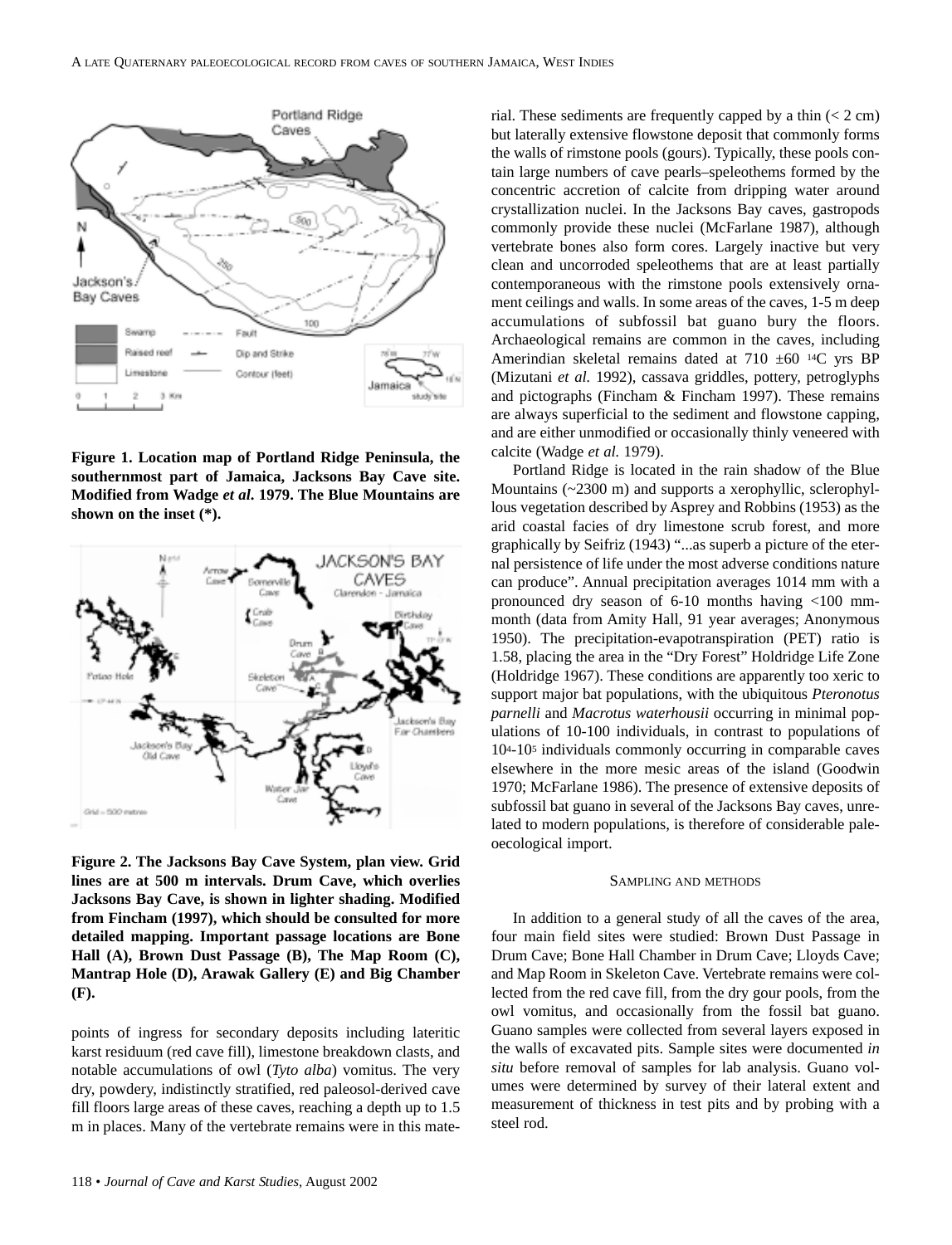**Figure 1. Location map of Portland Ridge Peninsula, the southernmost part of Jamaica, Jacksons Bay Cave site. Modified from Wadge *et al.* 1979. The Blue Mountains are shown on the inset (*).**

**Figure 2. The Jacksons Bay Cave System, plan view. Grid lines are at 500 m intervals. Drum Cave, which overlies Jacksons Bay Cave, is shown in lighter shading. Modified from Fincham (1997), which should be consulted for more detailed mapping. Important passage locations are Bone Hall (A), Brown Dust Passage (B), The Map Room (C), Mantrap Hole (D), Arawak Gallery (E) and Big Chamber (F).**

points of ingress for secondary deposits including lateritic karst residuum (red cave fill), limestone breakdown clasts, and notable accumulations of owl (*Tyto alba*) vomitus. The very dry, powdery, indistinctly stratified, red paleosol-derived cave fill floors large areas of these caves, reaching a depth up to 1.5 m in places. Many of the vertebrate remains were in this material. These sediments are frequently capped by a thin (< 2 cm) but laterally extensive flowstone deposit that commonly forms the walls of rimstone pools (gours). Typically, these pools contain large numbers of cave pearls–speleothems formed by the concentric accretion of calcite from dripping water around crystallization nuclei. In the Jacksons Bay caves, gastropods commonly provide these nuclei (McFarlane 1987), although vertebrate bones also form cores. Largely inactive but very clean and uncorroded speleothems that are at least partially contemporaneous with the rimstone pools extensively ornament ceilings and walls. In some areas of the caves, 1-5 m deep accumulations of subfossil bat guano bury the floors. Archaeological remains are common in the caves, including Amerindian skeletal remains dated at 710 ±60 $^{14}$C yrs BP (Mizutani *et al.* 1992), cassava griddles, pottery, petroglyphs and pictographs (Fincham & Fincham 1997). These remains are always superficial to the sediment and flowstone capping, and are either unmodified or occasionally thinly veneered with calcite (Wadge *et al.* 1979).

Portland Ridge is located in the rain shadow of the Blue Mountains (~2300 m) and supports a xerophyllic, sclerophyllous vegetation described by Asprey and Robbins (1953) as the arid coastal facies of dry limestone scrub forest, and more graphically by Seifriz (1943) "...as superb a picture of the eternal persistence of life under the most adverse conditions nature can produce". Annual precipitation averages 1014 mm with a pronounced dry season of 6-10 months having <100 mm-month (data from Amity Hall, 91 year averages; Anonymous 1950). The precipitation-evapotranspiration (PET) ratio is 1.58, placing the area in the "Dry Forest" Holdridge Life Zone (Holdridge 1967). These conditions are apparently too xeric to support major bat populations, with the ubiquitous *Pteronotus parnelli* and *Macrotus waterhousii* occurring in minimal populations of 10-100 individuals, in contrast to populations of $10^4$-$10^5$ individuals commonly occurring in comparable caves elsewhere in the more mesic areas of the island (Goodwin 1970; McFarlane 1986). The presence of extensive deposits of subfossil bat guano in several of the Jacksons Bay caves, unrelated to modern populations, is therefore of considerable paleoecological import.

## Sampling and methods

In addition to a general study of all the caves of the area, four main field sites were studied: Brown Dust Passage in Drum Cave; Bone Hall Chamber in Drum Cave; Lloyds Cave; and Map Room in Skeleton Cave. Vertebrate remains were collected from the red cave fill, from the dry gour pools, from the owl vomitus, and occasionally from the fossil bat guano. Guano samples were collected from several layers exposed in the walls of excavated pits. Sample sites were documented *in situ* before removal of samples for lab analysis. Guano volumes were determined by survey of their lateral extent and measurement of thickness in test pits and by probing with a steel rod.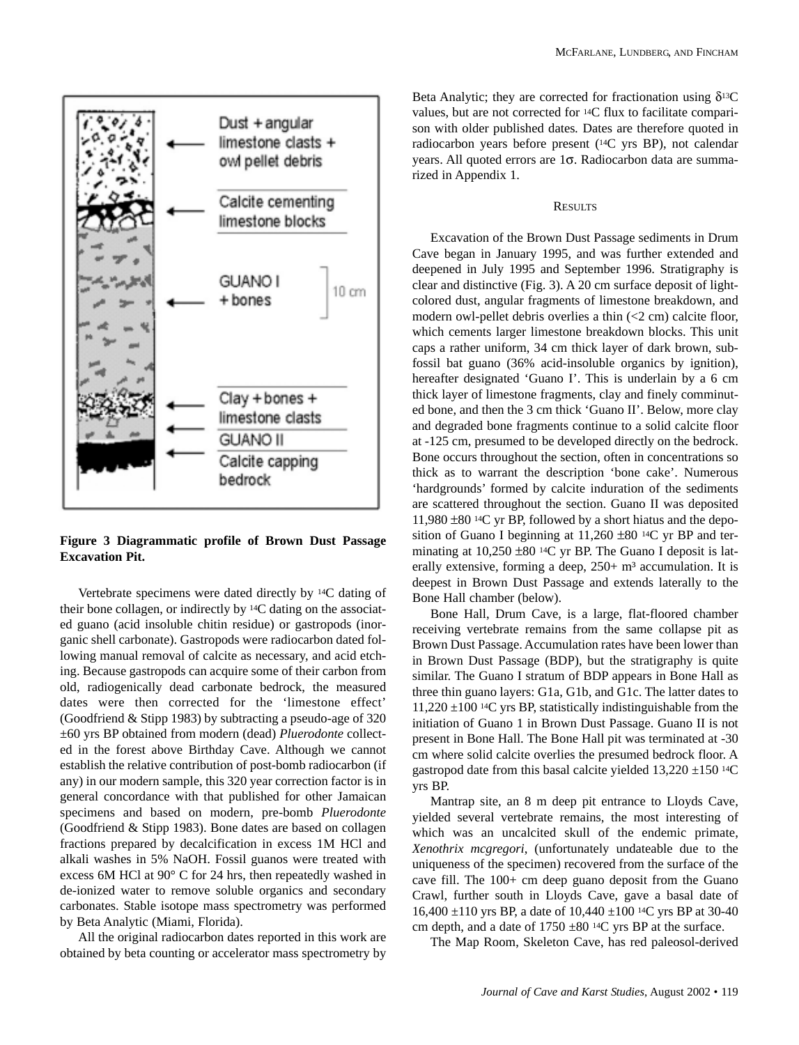Dust + angular limestone clasts + owl pellet debris

Calcite cementing limestone blocks

GUANO I + bones

10 cm

Clay + bones + limestone clasts

GUANO II

Calcite capping bedrock

**Figure 3 Diagrammatic profile of Brown Dust Passage Excavation Pit.**

Vertebrate specimens were dated directly by $^{14}C$ dating of their bone collagen, or indirectly by $^{14}C$ dating on the associated guano (acid insoluble chitin residue) or gastropods (inorganic shell carbonate). Gastropods were radiocarbon dated following manual removal of calcite as necessary, and acid etching. Because gastropods can acquire some of their carbon from old, radiogenically dead carbonate bedrock, the measured dates were then corrected for the 'limestone effect' (Goodfriend & Stipp 1983) by subtracting a pseudo-age of 320 ±60 yrs BP obtained from modern (dead) *Pluerodonte* collected in the forest above Birthday Cave. Although we cannot establish the relative contribution of post-bomb radiocarbon (if any) in our modern sample, this 320 year correction factor is in general concordance with that published for other Jamaican specimens and based on modern, pre-bomb *Pluerodonte* (Goodfriend & Stipp 1983). Bone dates are based on collagen fractions prepared by decalcification in excess 1M HCl and alkali washes in 5% NaOH. Fossil guanos were treated with excess 6M HCl at 90° C for 24 hrs, then repeatedly washed in de-ionized water to remove soluble organics and secondary carbonates. Stable isotope mass spectrometry was performed by Beta Analytic (Miami, Florida).

All the original radiocarbon dates reported in this work are obtained by beta counting or accelerator mass spectrometry by Beta Analytic; they are corrected for fractionation using $\delta^{13}C$ values, but are not corrected for $^{14}C$ flux to facilitate comparison with older published dates. Dates are therefore quoted in radiocarbon years before present ($^{14}C$ yrs BP), not calendar years. All quoted errors are $1\sigma$. Radiocarbon data are summarized in Appendix 1.

## Results

Excavation of the Brown Dust Passage sediments in Drum Cave began in January 1995, and was further extended and deepened in July 1995 and September 1996. Stratigraphy is clear and distinctive (Fig. 3). A 20 cm surface deposit of light-colored dust, angular fragments of limestone breakdown, and modern owl-pellet debris overlies a thin (<2 cm) calcite floor, which cements larger limestone breakdown blocks. This unit caps a rather uniform, 34 cm thick layer of dark brown, subfossil bat guano (36% acid-insoluble organics by ignition), hereafter designated 'Guano I'. This is underlain by a 6 cm thick layer of limestone fragments, clay and finely comminuted bone, and then the 3 cm thick 'Guano II'. Below, more clay and degraded bone fragments continue to a solid calcite floor at -125 cm, presumed to be developed directly on the bedrock. Bone occurs throughout the section, often in concentrations so thick as to warrant the description 'bone cake'. Numerous 'hardgrounds' formed by calcite induration of the sediments are scattered throughout the section. Guano II was deposited 11,980 ±80 $^{14}C$ yr BP, followed by a short hiatus and the deposition of Guano I beginning at 11,260 ±80 $^{14}C$ yr BP and terminating at 10,250 ±80 $^{14}C$ yr BP. The Guano I deposit is laterally extensive, forming a deep, 250+ $m^3$ accumulation. It is deepest in Brown Dust Passage and extends laterally to the Bone Hall chamber (below).

Bone Hall, Drum Cave, is a large, flat-floored chamber receiving vertebrate remains from the same collapse pit as Brown Dust Passage. Accumulation rates have been lower than in Brown Dust Passage (BDP), but the stratigraphy is quite similar. The Guano I stratum of BDP appears in Bone Hall as three thin guano layers: G1a, G1b, and G1c. The latter dates to 11,220 ±100 $^{14}C$ yrs BP, statistically indistinguishable from the initiation of Guano 1 in Brown Dust Passage. Guano II is not present in Bone Hall. The Bone Hall pit was terminated at -30 cm where solid calcite overlies the presumed bedrock floor. A gastropod date from this basal calcite yielded 13,220 ±150 $^{14}C$ yrs BP.

Mantrap site, an 8 m deep pit entrance to Lloyds Cave, yielded several vertebrate remains, the most interesting of which was an uncalcited skull of the endemic primate, *Xenothrix mcgregori*, (unfortunately undateable due to the uniqueness of the specimen) recovered from the surface of the cave fill. The 100+ cm deep guano deposit from the Guano Crawl, further south in Lloyds Cave, gave a basal date of 16,400 ±110 yrs BP, a date of 10,440 ±100 $^{14}C$ yrs BP at 30-40 cm depth, and a date of 1750 ±80 $^{14}C$ yrs BP at the surface.

The Map Room, Skeleton Cave, has red paleosol-derived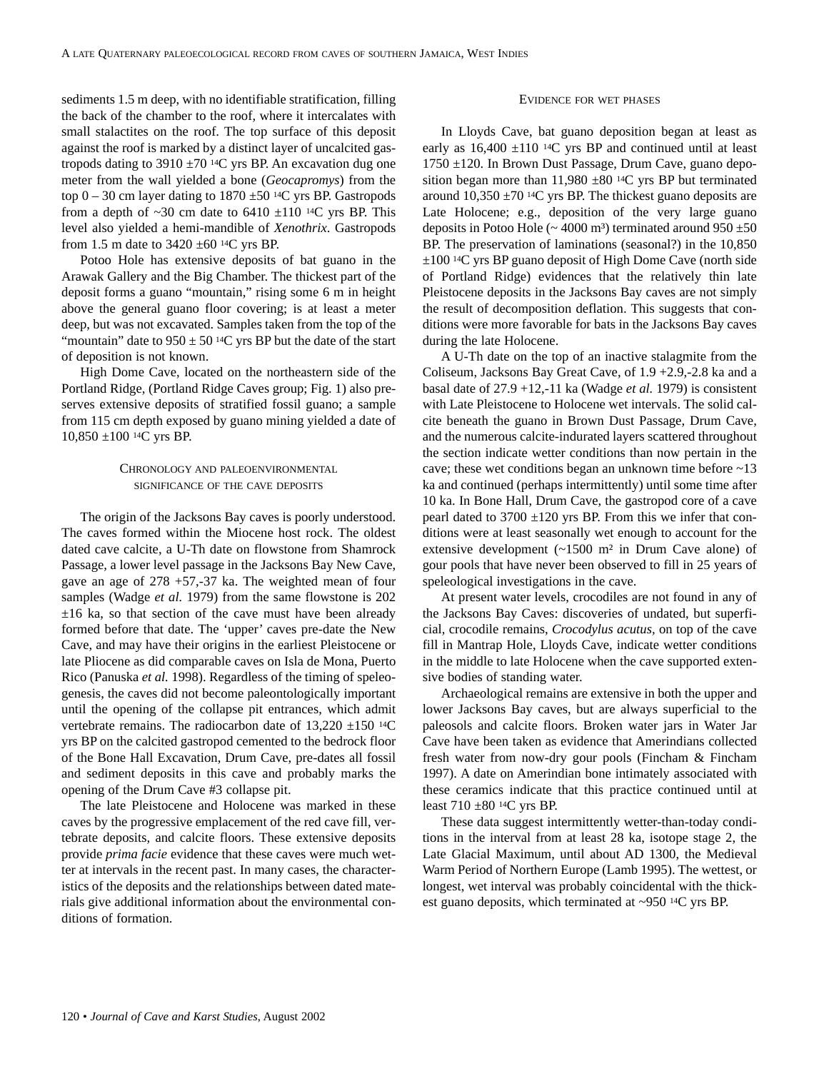sediments 1.5 m deep, with no identifiable stratification, filling the back of the chamber to the roof, where it intercalates with small stalactites on the roof. The top surface of this deposit against the roof is marked by a distinct layer of uncalcited gastropods dating to 3910 ±70 $^{14}C$ yrs BP. An excavation dug one meter from the wall yielded a bone (*Geocapromys*) from the top 0 – 30 cm layer dating to 1870 ±50 $^{14}C$ yrs BP. Gastropods from a depth of ~30 cm date to 6410 ±110 $^{14}C$ yrs BP. This level also yielded a hemi-mandible of *Xenothrix*. Gastropods from 1.5 m date to 3420 ±60 $^{14}C$ yrs BP.

Potoo Hole has extensive deposits of bat guano in the Arawak Gallery and the Big Chamber. The thickest part of the deposit forms a guano "mountain," rising some 6 m in height above the general guano floor covering; is at least a meter deep, but was not excavated. Samples taken from the top of the "mountain" date to 950 ± 50 $^{14}C$ yrs BP but the date of the start of deposition is not known.

High Dome Cave, located on the northeastern side of the Portland Ridge, (Portland Ridge Caves group; Fig. 1) also preserves extensive deposits of stratified fossil guano; a sample from 115 cm depth exposed by guano mining yielded a date of 10,850 ±100 $^{14}C$ yrs BP.

## Chronology and paleoenvironmental significance of the cave deposits

The origin of the Jacksons Bay caves is poorly understood. The caves formed within the Miocene host rock. The oldest dated cave calcite, a U-Th date on flowstone from Shamrock Passage, a lower level passage in the Jacksons Bay New Cave, gave an age of 278 +57,-37 ka. The weighted mean of four samples (Wadge *et al.* 1979) from the same flowstone is 202 ±16 ka, so that section of the cave must have been already formed before that date. The 'upper' caves pre-date the New Cave, and may have their origins in the earliest Pleistocene or late Pliocene as did comparable caves on Isla de Mona, Puerto Rico (Panuska *et al.* 1998). Regardless of the timing of speleogenesis, the caves did not become paleontologically important until the opening of the collapse pit entrances, which admit vertebrate remains. The radiocarbon date of 13,220 ±150 $^{14}C$ yrs BP on the calcited gastropod cemented to the bedrock floor of the Bone Hall Excavation, Drum Cave, pre-dates all fossil and sediment deposits in this cave and probably marks the opening of the Drum Cave #3 collapse pit.

The late Pleistocene and Holocene was marked in these caves by the progressive emplacement of the red cave fill, vertebrate deposits, and calcite floors. These extensive deposits provide *prima facie* evidence that these caves were much wetter at intervals in the recent past. In many cases, the characteristics of the deposits and the relationships between dated materials give additional information about the environmental conditions of formation.

## Evidence for wet phases

In Lloyds Cave, bat guano deposition began at least as early as 16,400 ±110 $^{14}C$ yrs BP and continued until at least 1750 ±120. In Brown Dust Passage, Drum Cave, guano deposition began more than 11,980 ±80 $^{14}C$ yrs BP but terminated around 10,350 ±70 $^{14}C$ yrs BP. The thickest guano deposits are Late Holocene; e.g., deposition of the very large guano deposits in Potoo Hole (~ 4000 m³) terminated around 950 ±50 BP. The preservation of laminations (seasonal?) in the 10,850 ±100 $^{14}C$ yrs BP guano deposit of High Dome Cave (north side of Portland Ridge) evidences that the relatively thin late Pleistocene deposits in the Jacksons Bay caves are not simply the result of decomposition deflation. This suggests that conditions were more favorable for bats in the Jacksons Bay caves during the late Holocene.

A U-Th date on the top of an inactive stalagmite from the Coliseum, Jacksons Bay Great Cave, of 1.9 +2.9,-2.8 ka and a basal date of 27.9 +12,-11 ka (Wadge *et al.* 1979) is consistent with Late Pleistocene to Holocene wet intervals. The solid calcite beneath the guano in Brown Dust Passage, Drum Cave, and the numerous calcite-indurated layers scattered throughout the section indicate wetter conditions than now pertain in the cave; these wet conditions began an unknown time before ~13 ka and continued (perhaps intermittently) until some time after 10 ka. In Bone Hall, Drum Cave, the gastropod core of a cave pearl dated to 3700 ±120 yrs BP. From this we infer that conditions were at least seasonally wet enough to account for the extensive development (~1500 m² in Drum Cave alone) of gour pools that have never been observed to fill in 25 years of speleological investigations in the cave.

At present water levels, crocodiles are not found in any of the Jacksons Bay Caves: discoveries of undated, but superficial, crocodile remains, *Crocodylus acutus*, on top of the cave fill in Mantrap Hole, Lloyds Cave, indicate wetter conditions in the middle to late Holocene when the cave supported extensive bodies of standing water.

Archaeological remains are extensive in both the upper and lower Jacksons Bay caves, but are always superficial to the paleosols and calcite floors. Broken water jars in Water Jar Cave have been taken as evidence that Amerindians collected fresh water from now-dry gour pools (Fincham & Fincham 1997). A date on Amerindian bone intimately associated with these ceramics indicate that this practice continued until at least 710 ±80 $^{14}C$ yrs BP.

These data suggest intermittently wetter-than-today conditions in the interval from at least 28 ka, isotope stage 2, the Late Glacial Maximum, until about AD 1300, the Medieval Warm Period of Northern Europe (Lamb 1995). The wettest, or longest, wet interval was probably coincidental with the thickest guano deposits, which terminated at ~950 $^{14}C$ yrs BP.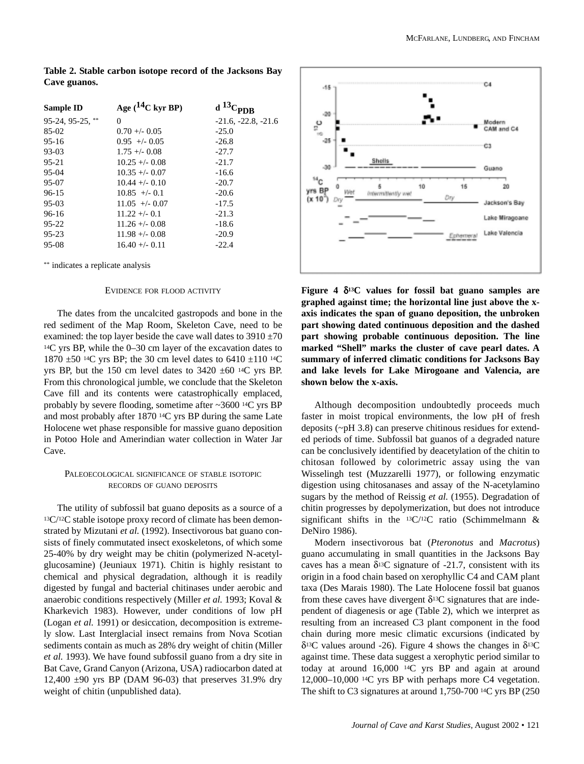**Table 2. Stable carbon isotope record of the Jacksons Bay Cave guanos.**

| Sample ID | Age ($^{14}$C kyr BP) | d $^{13}C_{PDB}$ |
|---|---|---|
| 95-24, 95-25, ** | 0 | -21.6, -22.8, -21.6 |
| 85-02 | 0.70 +/- 0.05 | -25.0 |
| 95-16 | 0.95 +/- 0.05 | -26.8 |
| 93-03 | 1.75 +/- 0.08 | -27.7 |
| 95-21 | 10.25 +/- 0.08 | -21.7 |
| 95-04 | 10.35 +/- 0.07 | -16.6 |
| 95-07 | 10.44 +/- 0.10 | -20.7 |
| 96-15 | 10.85 +/- 0.1 | -20.6 |
| 95-03 | 11.05 +/- 0.07 | -17.5 |
| 96-16 | 11.22 +/- 0.1 | -21.3 |
| 95-22 | 11.26 +/- 0.08 | -18.6 |
| 95-23 | 11.98 +/- 0.08 | -20.9 |
| 95-08 | 16.40 +/- 0.11 | -22.4 |

** indicates a replicate analysis

## EVIDENCE FOR FLOOD ACTIVITY

The dates from the uncalcited gastropods and bone in the red sediment of the Map Room, Skeleton Cave, need to be examined: the top layer beside the cave wall dates to 3910 ±70 $^{14}$C yrs BP, while the 0–30 cm layer of the excavation dates to 1870 ±50 $^{14}$C yrs BP; the 30 cm level dates to 6410 ±110 $^{14}$C yrs BP, but the 150 cm level dates to 3420 ±60 $^{14}$C yrs BP. From this chronological jumble, we conclude that the Skeleton Cave fill and its contents were catastrophically emplaced, probably by severe flooding, sometime after ~3600 $^{14}$C yrs BP and most probably after 1870 $^{14}$C yrs BP during the same Late Holocene wet phase responsible for massive guano deposition in Potoo Hole and Amerindian water collection in Water Jar Cave.

## PALEOECOLOGICAL SIGNIFICANCE OF STABLE ISOTOPIC RECORDS OF GUANO DEPOSITS

The utility of subfossil bat guano deposits as a source of a $^{13}C/^{12}C$ stable isotope proxy record of climate has been demonstrated by Mizutani *et al.* (1992). Insectivorous bat guano consists of finely commutated insect exoskeletons, of which some 25-40% by dry weight may be chitin (polymerized N-acetyl-glucosamine) (Jeuniaux 1971). Chitin is highly resistant to chemical and physical degradation, although it is readily digested by fungal and bacterial chitinases under aerobic and anaerobic conditions respectively (Miller *et al.* 1993; Koval & Kharkevich 1983). However, under conditions of low pH (Logan *et al.* 1991) or desiccation, decomposition is extremely slow. Last Interglacial insect remains from Nova Scotian sediments contain as much as 28% dry weight of chitin (Miller *et al.* 1993). We have found subfossil guano from a dry site in Bat Cave, Grand Canyon (Arizona, USA) radiocarbon dated at 12,400 ±90 yrs BP (DAM 96-03) that preserves 31.9% dry weight of chitin (unpublished data).

**Figure 4 $\delta^{13}$C values for fossil bat guano samples are graphed against time; the horizontal line just above the x-axis indicates the span of guano deposition, the unbroken part showing dated continuous deposition and the dashed part showing probable continuous deposition. The line marked "Shell" marks the cluster of cave pearl dates. A summary of inferred climatic conditions for Jacksons Bay and lake levels for Lake Mirogoane and Valencia, are shown below the x-axis.**

Although decomposition undoubtedly proceeds much faster in moist tropical environments, the low pH of fresh deposits (~pH 3.8) can preserve chitinous residues for extended periods of time. Subfossil bat guanos of a degraded nature can be conclusively identified by deacetylation of the chitin to chitosan followed by colorimetric assay using the van Wisselingh test (Muzzarelli 1977), or following enzymatic digestion using chitosanases and assay of the N-acetylamino sugars by the method of Reissig *et al.* (1955). Degradation of chitin progresses by depolymerization, but does not introduce significant shifts in the $^{13}C/^{12}C$ ratio (Schimmelmann & DeNiro 1986).

Modern insectivorous bat (*Pteronotus* and *Macrotus*) guano accumulating in small quantities in the Jacksons Bay caves has a mean $\delta^{13}$C signature of -21.7, consistent with its origin in a food chain based on xerophyllic C4 and CAM plant taxa (Des Marais 1980). The Late Holocene fossil bat guanos from these caves have divergent $\delta^{13}$C signatures that are independent of diagenesis or age (Table 2), which we interpret as resulting from an increased C3 plant component in the food chain during more mesic climatic excursions (indicated by $\delta^{13}$C values around -26). Figure 4 shows the changes in $\delta^{13}$C against time. These data suggest a xerophytic period similar to today at around 16,000 $^{14}$C yrs BP and again at around 12,000–10,000 $^{14}$C yrs BP with perhaps more C4 vegetation. The shift to C3 signatures at around 1,750-700 $^{14}$C yrs BP (250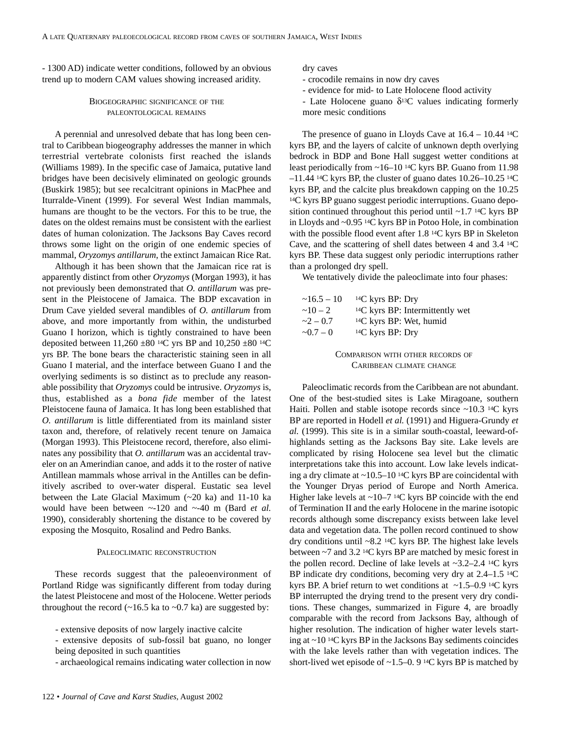- 1300 AD) indicate wetter conditions, followed by an obvious trend up to modern CAM values showing increased aridity.

## Biogeographic significance of the paleontological remains

A perennial and unresolved debate that has long been central to Caribbean biogeography addresses the manner in which terrestrial vertebrate colonists first reached the islands (Williams 1989). In the specific case of Jamaica, putative land bridges have been decisively eliminated on geologic grounds (Buskirk 1985); but see recalcitrant opinions in MacPhee and Iturralde-Vinent (1999). For several West Indian mammals, humans are thought to be the vectors. For this to be true, the dates on the oldest remains must be consistent with the earliest dates of human colonization. The Jacksons Bay Caves record throws some light on the origin of one endemic species of mammal, *Oryzomys antillarum*, the extinct Jamaican Rice Rat.

Although it has been shown that the Jamaican rice rat is apparently distinct from other *Oryzomys* (Morgan 1993), it has not previously been demonstrated that *O. antillarum* was present in the Pleistocene of Jamaica. The BDP excavation in Drum Cave yielded several mandibles of *O. antillarum* from above, and more importantly from within, the undisturbed Guano I horizon, which is tightly constrained to have been deposited between 11,260 ±80 $^{14}$C yrs BP and 10,250 ±80 $^{14}$C yrs BP. The bone bears the characteristic staining seen in all Guano I material, and the interface between Guano I and the overlying sediments is so distinct as to preclude any reasonable possibility that *Oryzomys* could be intrusive. *Oryzomys* is, thus, established as a *bona fide* member of the latest Pleistocene fauna of Jamaica. It has long been established that *O. antillarum* is little differentiated from its mainland sister taxon and, therefore, of relatively recent tenure on Jamaica (Morgan 1993). This Pleistocene record, therefore, also eliminates any possibility that *O. antillarum* was an accidental traveler on an Amerindian canoe, and adds it to the roster of native Antillean mammals whose arrival in the Antilles can be definitively ascribed to over-water disperal. Eustatic sea level between the Late Glacial Maximum (~20 ka) and 11-10 ka would have been between ~-120 and ~-40 m (Bard *et al.* 1990), considerably shortening the distance to be covered by exposing the Mosquito, Rosalind and Pedro Banks.

## Paleoclimatic reconstruction

These records suggest that the paleoenvironment of Portland Ridge was significantly different from today during the latest Pleistocene and most of the Holocene. Wetter periods throughout the record (~16.5 ka to ~0.7 ka) are suggested by:

- extensive deposits of now largely inactive calcite
- extensive deposits of sub-fossil bat guano, no longer being deposited in such quantities
- archaeological remains indicating water collection in now dry caves
- crocodile remains in now dry caves
- evidence for mid- to Late Holocene flood activity
- Late Holocene guano $\delta^{13}$C values indicating formerly more mesic conditions

The presence of guano in Lloyds Cave at 16.4 – 10.44 $^{14}$C kyrs BP, and the layers of calcite of unknown depth overlying bedrock in BDP and Bone Hall suggest wetter conditions at least periodically from ~16–10 $^{14}$C kyrs BP. Guano from 11.98 –11.44 $^{14}$C kyrs BP, the cluster of guano dates 10.26–10.25 $^{14}$C kyrs BP, and the calcite plus breakdown capping on the 10.25 $^{14}$C kyrs BP guano suggest periodic interruptions. Guano deposition continued throughout this period until ~1.7 $^{14}$C kyrs BP in Lloyds and ~0.95 $^{14}$C kyrs BP in Potoo Hole, in combination with the possible flood event after 1.8 $^{14}$C kyrs BP in Skeleton Cave, and the scattering of shell dates between 4 and 3.4 $^{14}$C kyrs BP. These data suggest only periodic interruptions rather than a prolonged dry spell.

We tentatively divide the paleoclimate into four phases:

~16.5 – 10 $^{14}$C kyrs BP: Dry
~10 – 2 $^{14}$C kyrs BP: Intermittently wet
~2 – 0.7 $^{14}$C kyrs BP: Wet, humid
~0.7 – 0 $^{14}$C kyrs BP: Dry

## Comparison with other records of Caribbean climate change

Paleoclimatic records from the Caribbean are not abundant. One of the best-studied sites is Lake Miragoane, southern Haiti. Pollen and stable isotope records since ~10.3 $^{14}$C kyrs BP are reported in Hodell *et al.* (1991) and Higuera-Grundy *et al.* (1999). This site is in a similar south-coastal, leeward-of-highlands setting as the Jacksons Bay site. Lake levels are complicated by rising Holocene sea level but the climatic interpretations take this into account. Low lake levels indicating a dry climate at ~10.5–10 $^{14}$C kyrs BP are coincidental with the Younger Dryas period of Europe and North America. Higher lake levels at ~10–7 $^{14}$C kyrs BP coincide with the end of Termination II and the early Holocene in the marine isotopic records although some discrepancy exists between lake level data and vegetation data. The pollen record continued to show dry conditions until ~8.2 $^{14}$C kyrs BP. The highest lake levels between ~7 and 3.2 $^{14}$C kyrs BP are matched by mesic forest in the pollen record. Decline of lake levels at ~3.2–2.4 $^{14}$C kyrs BP indicate dry conditions, becoming very dry at 2.4–1.5 $^{14}$C kyrs BP. A brief return to wet conditions at ~1.5–0.9 $^{14}$C kyrs BP interrupted the drying trend to the present very dry conditions. These changes, summarized in Figure 4, are broadly comparable with the record from Jacksons Bay, although of higher resolution. The indication of higher water levels starting at ~10 $^{14}$C kyrs BP in the Jacksons Bay sediments coincides with the lake levels rather than with vegetation indices. The short-lived wet episode of ~1.5–0. 9 $^{14}$C kyrs BP is matched by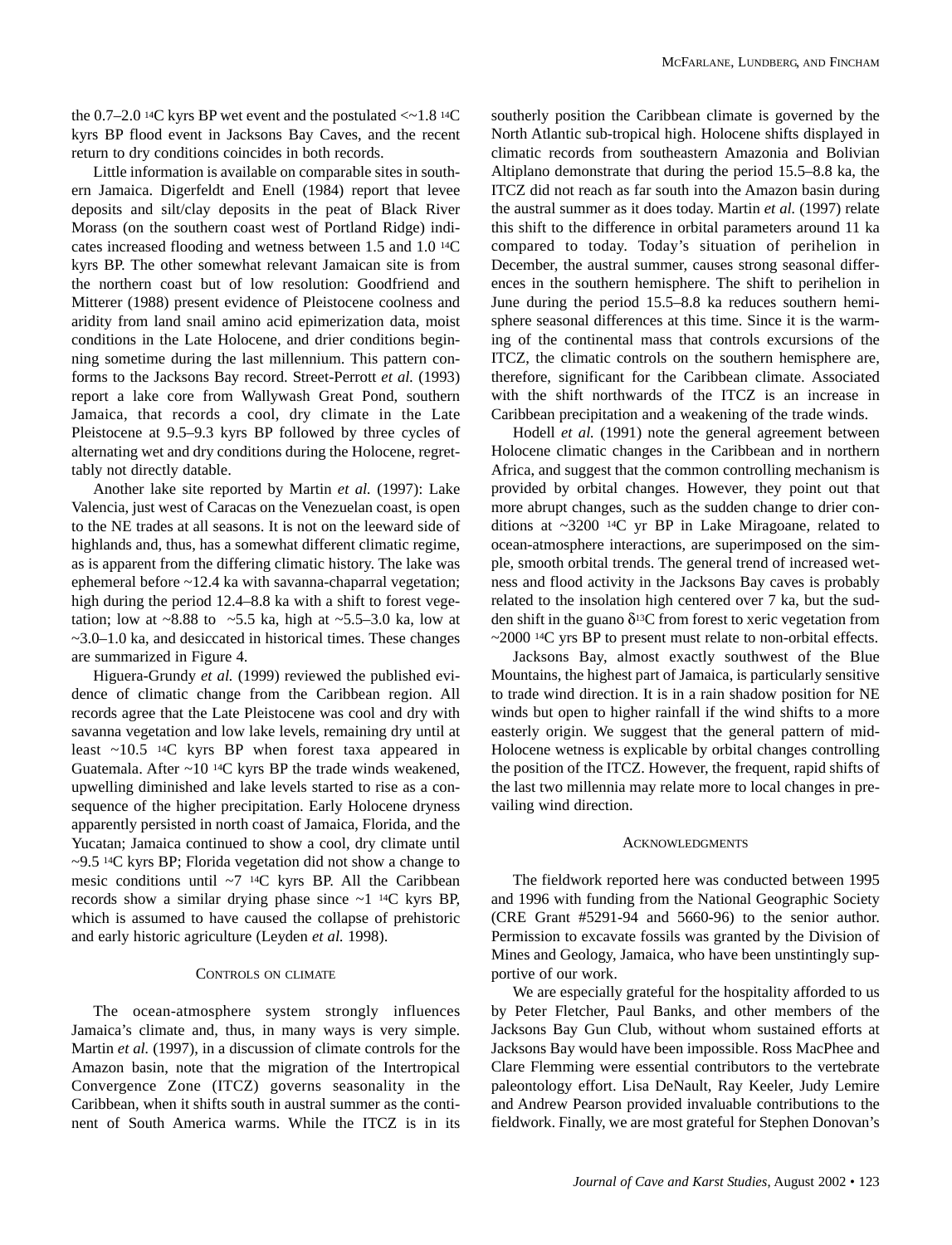the 0.7–2.0 $^{14}$C kyrs BP wet event and the postulated <~1.8 $^{14}$C kyrs BP flood event in Jacksons Bay Caves, and the recent return to dry conditions coincides in both records.

Little information is available on comparable sites in southern Jamaica. Digerfeldt and Enell (1984) report that levee deposits and silt/clay deposits in the peat of Black River Morass (on the southern coast west of Portland Ridge) indicates increased flooding and wetness between 1.5 and 1.0 $^{14}$C kyrs BP. The other somewhat relevant Jamaican site is from the northern coast but of low resolution: Goodfriend and Mitterer (1988) present evidence of Pleistocene coolness and aridity from land snail amino acid epimerization data, moist conditions in the Late Holocene, and drier conditions beginning sometime during the last millennium. This pattern conforms to the Jacksons Bay record. Street-Perrott *et al.* (1993) report a lake core from Wallywash Great Pond, southern Jamaica, that records a cool, dry climate in the Late Pleistocene at 9.5–9.3 kyrs BP followed by three cycles of alternating wet and dry conditions during the Holocene, regrettably not directly datable.

Another lake site reported by Martin *et al.* (1997): Lake Valencia, just west of Caracas on the Venezuelan coast, is open to the NE trades at all seasons. It is not on the leeward side of highlands and, thus, has a somewhat different climatic regime, as is apparent from the differing climatic history. The lake was ephemeral before ~12.4 ka with savanna-chaparral vegetation; high during the period 12.4–8.8 ka with a shift to forest vegetation; low at ~8.88 to ~5.5 ka, high at ~5.5–3.0 ka, low at ~3.0–1.0 ka, and desiccated in historical times. These changes are summarized in Figure 4.

Higuera-Grundy *et al.* (1999) reviewed the published evidence of climatic change from the Caribbean region. All records agree that the Late Pleistocene was cool and dry with savanna vegetation and low lake levels, remaining dry until at least ~10.5 $^{14}$C kyrs BP when forest taxa appeared in Guatemala. After ~10 $^{14}$C kyrs BP the trade winds weakened, upwelling diminished and lake levels started to rise as a consequence of the higher precipitation. Early Holocene dryness apparently persisted in north coast of Jamaica, Florida, and the Yucatan; Jamaica continued to show a cool, dry climate until ~9.5 $^{14}$C kyrs BP; Florida vegetation did not show a change to mesic conditions until ~7 $^{14}$C kyrs BP. All the Caribbean records show a similar drying phase since ~1 $^{14}$C kyrs BP, which is assumed to have caused the collapse of prehistoric and early historic agriculture (Leyden *et al.* 1998).

## Controls on climate

The ocean-atmosphere system strongly influences Jamaica's climate and, thus, in many ways is very simple. Martin *et al.* (1997), in a discussion of climate controls for the Amazon basin, note that the migration of the Intertropical Convergence Zone (ITCZ) governs seasonality in the Caribbean, when it shifts south in austral summer as the continent of South America warms. While the ITCZ is in its southerly position the Caribbean climate is governed by the North Atlantic sub-tropical high. Holocene shifts displayed in climatic records from southeastern Amazonia and Bolivian Altiplano demonstrate that during the period 15.5–8.8 ka, the ITCZ did not reach as far south into the Amazon basin during the austral summer as it does today. Martin *et al.* (1997) relate this shift to the difference in orbital parameters around 11 ka compared to today. Today's situation of perihelion in December, the austral summer, causes strong seasonal differences in the southern hemisphere. The shift to perihelion in June during the period 15.5–8.8 ka reduces southern hemisphere seasonal differences at this time. Since it is the warming of the continental mass that controls excursions of the ITCZ, the climatic controls on the southern hemisphere are, therefore, significant for the Caribbean climate. Associated with the shift northwards of the ITCZ is an increase in Caribbean precipitation and a weakening of the trade winds.

Hodell *et al.* (1991) note the general agreement between Holocene climatic changes in the Caribbean and in northern Africa, and suggest that the common controlling mechanism is provided by orbital changes. However, they point out that more abrupt changes, such as the sudden change to drier conditions at ~3200 $^{14}$C yr BP in Lake Miragoane, related to ocean-atmosphere interactions, are superimposed on the simple, smooth orbital trends. The general trend of increased wetness and flood activity in the Jacksons Bay caves is probably related to the insolation high centered over 7 ka, but the sudden shift in the guano $\delta^{13}$C from forest to xeric vegetation from ~2000 $^{14}$C yrs BP to present must relate to non-orbital effects.

Jacksons Bay, almost exactly southwest of the Blue Mountains, the highest part of Jamaica, is particularly sensitive to trade wind direction. It is in a rain shadow position for NE winds but open to higher rainfall if the wind shifts to a more easterly origin. We suggest that the general pattern of mid-Holocene wetness is explicable by orbital changes controlling the position of the ITCZ. However, the frequent, rapid shifts of the last two millennia may relate more to local changes in prevailing wind direction.

## Acknowledgments

The fieldwork reported here was conducted between 1995 and 1996 with funding from the National Geographic Society (CRE Grant #5291-94 and 5660-96) to the senior author. Permission to excavate fossils was granted by the Division of Mines and Geology, Jamaica, who have been unstintingly supportive of our work.

We are especially grateful for the hospitality afforded to us by Peter Fletcher, Paul Banks, and other members of the Jacksons Bay Gun Club, without whom sustained efforts at Jacksons Bay would have been impossible. Ross MacPhee and Clare Flemming were essential contributors to the vertebrate paleontology effort. Lisa DeNault, Ray Keeler, Judy Lemire and Andrew Pearson provided invaluable contributions to the fieldwork. Finally, we are most grateful for Stephen Donovan's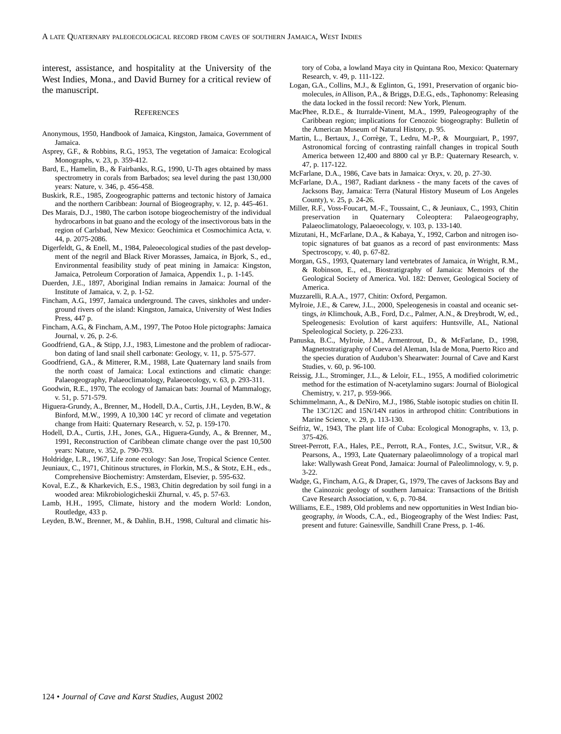interest, assistance, and hospitality at the University of the West Indies, Mona., and David Burney for a critical review of the manuscript.

## References

Anonymous, 1950, Handbook of Jamaica, Kingston, Jamaica, Government of Jamaica.

Asprey, G.F., & Robbins, R.G., 1953, The vegetation of Jamaica: Ecological Monographs, v. 23, p. 359-412.

Bard, E., Hamelin, B., & Fairbanks, R.G., 1990, U-Th ages obtained by mass spectrometry in corals from Barbados; sea level during the past 130,000 years: Nature, v. 346, p. 456-458.

Buskirk, R.E., 1985, Zoogeographic patterns and tectonic history of Jamaica and the northern Caribbean: Journal of Biogeography, v. 12, p. 445-461.

Des Marais, D.J., 1980, The carbon isotope biogeochemistry of the individual hydrocarbons in bat guano and the ecology of the insectivorous bats in the region of Carlsbad, New Mexico: Geochimica et Cosmochimica Acta, v. 44, p. 2075-2086.

Digerfeldt, G., & Enell, M., 1984, Paleoecological studies of the past development of the negril and Black River Morasses, Jamaica, *in* Bjork, S., ed., Environmental feasibility study of peat mining in Jamaica: Kingston, Jamaica, Petroleum Corporation of Jamaica, Appendix 1., p. 1-145.

Duerden, J.E., 1897, Aboriginal Indian remains in Jamaica: Journal of the Institute of Jamaica, v. 2, p. 1-52.

Fincham, A.G., 1997, Jamaica underground. The caves, sinkholes and underground rivers of the island: Kingston, Jamaica, University of West Indies Press, 447 p.

Fincham, A.G., & Fincham, A.M., 1997, The Potoo Hole pictographs: Jamaica Journal, v. 26, p. 2-6.

Goodfriend, G.A., & Stipp, J.J., 1983, Limestone and the problem of radiocarbon dating of land snail shell carbonate: Geology, v. 11, p. 575-577.

Goodfriend, G.A., & Mitterer, R.M., 1988, Late Quaternary land snails from the north coast of Jamaica: Local extinctions and climatic change: Palaeogeography, Palaeoclimatology, Palaeoecology, v. 63, p. 293-311.

Goodwin, R.E., 1970, The ecology of Jamaican bats: Journal of Mammalogy, v. 51, p. 571-579.

Higuera-Grundy, A., Brenner, M., Hodell, D.A., Curtis, J.H., Leyden, B.W., & Binford, M.W., 1999, A 10,300 14C yr record of climate and vegetation change from Haiti: Quaternary Research, v. 52, p. 159-170.

Hodell, D.A., Curtis, J.H., Jones, G.A., Higuera-Gundy, A., & Brenner, M., 1991, Reconstruction of Caribbean climate change over the past 10,500 years: Nature, v. 352, p. 790-793.

Holdridge, L.R., 1967, Life zone ecology: San Jose, Tropical Science Center.

Jeuniaux, C., 1971, Chitinous structures, *in* Florkin, M.S., & Stotz, E.H., eds., Comprehensive Biochemistry: Amsterdam, Elsevier, p. 595-632.

Koval, E.Z., & Kharkevich, E.S., 1983, Chitin degredation by soil fungi in a wooded area: Mikrobiologicheskii Zhurnal, v. 45, p. 57-63.

Lamb, H.H., 1995, Climate, history and the modern World: London, Routledge, 433 p.

Leyden, B.W., Brenner, M., & Dahlin, B.H., 1998, Cultural and climatic history of Coba, a lowland Maya city in Quintana Roo, Mexico: Quaternary Research, v. 49, p. 111-122.

Logan, G.A., Collins, M.J., & Eglinton, G., 1991, Preservation of organic biomolecules, *in* Allison, P.A., & Briggs, D.E.G., eds., Taphonomy: Releasing the data locked in the fossil record: New York, Plenum.

MacPhee, R.D.E., & Iturralde-Vinent, M.A., 1999, Paleogeography of the Caribbean region; implications for Cenozoic biogeography: Bulletin of the American Museum of Natural History, p. 95.

Martin, L., Bertaux, J., Corrège, T., Ledru, M.-P., & Mourguiart, P., 1997, Astronomical forcing of contrasting rainfall changes in tropical South America between 12,400 and 8800 cal yr B.P.: Quaternary Research, v. 47, p. 117-122.

McFarlane, D.A., 1986, Cave bats in Jamaica: Oryx, v. 20, p. 27-30.

McFarlane, D.A., 1987, Radiant darkness - the many facets of the caves of Jacksons Bay, Jamaica: Terra (Natural History Museum of Los Angeles County), v. 25, p. 24-26.

Miller, R.F., Voss-Foucart, M.-F., Toussaint, C., & Jeuniaux, C., 1993, Chitin preservation in Quaternary Coleoptera: Palaeogeography, Palaeoclimatology, Palaeoecology, v. 103, p. 133-140.

Mizutani, H., McFarlane, D.A., & Kabaya, Y., 1992, Carbon and nitrogen isotopic signatures of bat guanos as a record of past environments: Mass Spectroscopy, v. 40, p. 67-82.

Morgan, G.S., 1993, Quaternary land vertebrates of Jamaica, *in* Wright, R.M., & Robinson, E., ed., Biostratigraphy of Jamaica: Memoirs of the Geological Society of America. Vol. 182: Denver, Geological Society of America.

Muzzarelli, R.A.A., 1977, Chitin: Oxford, Pergamon.

Mylroie, J.E., & Carew, J.L., 2000, Speleogenesis in coastal and oceanic settings, *in* Klimchouk, A.B., Ford, D.c., Palmer, A.N., & Dreybrodt, W, ed., Speleogenesis: Evolution of karst aquifers: Huntsville, AL, National Speleological Society, p. 226-233.

Panuska, B.C., Mylroie, J.M., Armentrout, D., & McFarlane, D., 1998, Magnetostratigraphy of Cueva del Aleman, Isla de Mona, Puerto Rico and the species duration of Audubon's Shearwater: Journal of Cave and Karst Studies, v. 60, p. 96-100.

Reissig, J.L., Strominger, J.L., & Leloir, F.L., 1955, A modified colorimetric method for the estimation of N-acetylamino sugars: Journal of Biological Chemistry, v. 217, p. 959-966.

Schimmelmann, A., & DeNiro, M.J., 1986, Stable isotopic studies on chitin II. The 13C/12C and 15N/14N ratios in arthropod chitin: Contributions in Marine Science, v. 29, p. 113-130.

Seifriz, W., 1943, The plant life of Cuba: Ecological Monographs, v. 13, p. 375-426.

Street-Perrott, F.A., Hales, P.E., Perrott, R.A., Fontes, J.C., Switsur, V.R., & Pearsons, A., 1993, Late Quaternary palaeolimnology of a tropical marl lake: Wallywash Great Pond, Jamaica: Journal of Paleolimnology, v. 9, p. 3-22.

Wadge, G., Fincham, A.G., & Draper, G., 1979, The caves of Jacksons Bay and the Cainozoic geology of southern Jamaica: Transactions of the British Cave Research Association, v. 6, p. 70-84.

Williams, E.E., 1989, Old problems and new opportunities in West Indian biogeography, *in* Woods, C.A., ed., Biogeography of the West Indies: Past, present and future: Gainesville, Sandhill Crane Press, p. 1-46.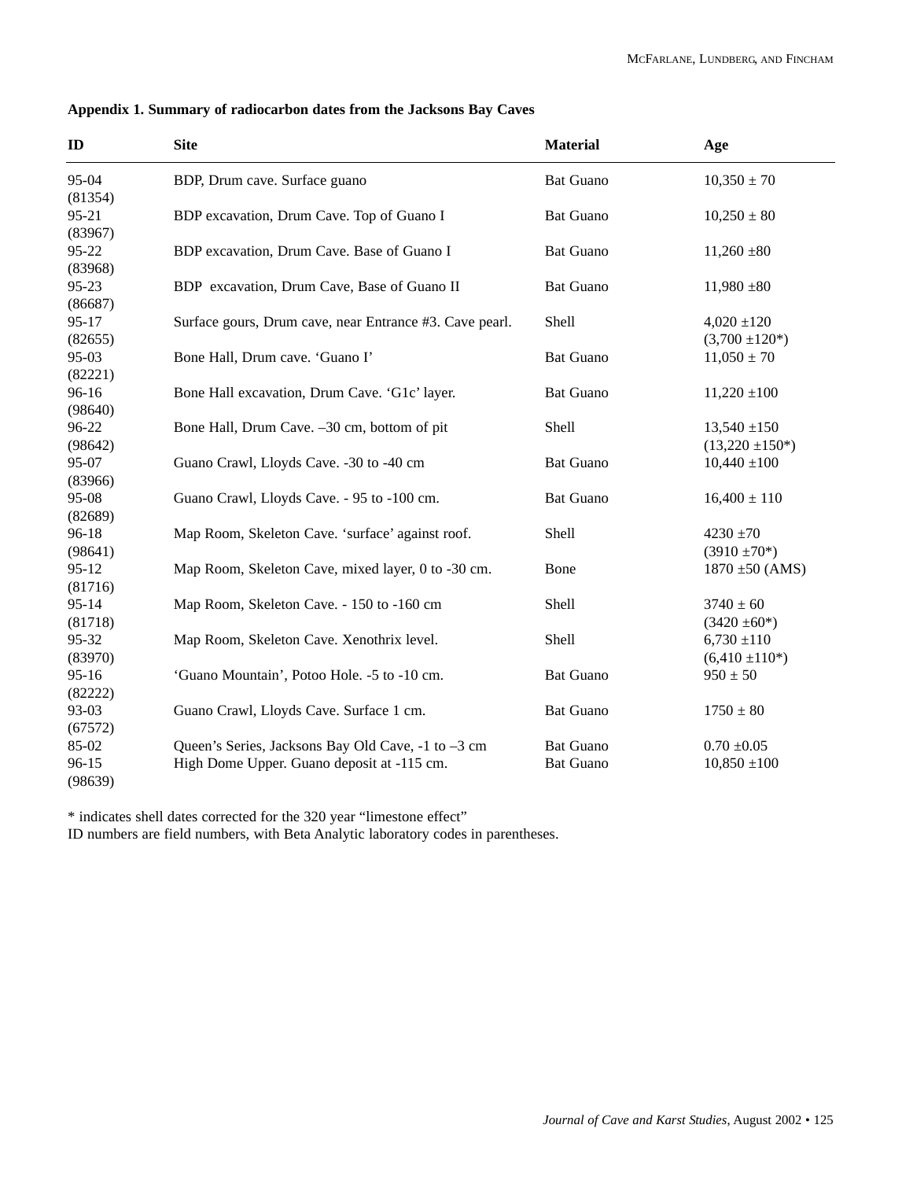**Appendix 1. Summary of radiocarbon dates from the Jacksons Bay Caves**

| ID | Site | Material | Age |
|---|---|---|---|
| 95-04 (81354) | BDP, Drum cave. Surface guano | Bat Guano | 10,350 ± 70 |
| 95-21 (83967) | BDP excavation, Drum Cave. Top of Guano I | Bat Guano | 10,250 ± 80 |
| 95-22 (83968) | BDP excavation, Drum Cave. Base of Guano I | Bat Guano | 11,260 ±80 |
| 95-23 (86687) | BDP excavation, Drum Cave, Base of Guano II | Bat Guano | 11,980 ±80 |
| 95-17 (82655) | Surface gours, Drum cave, near Entrance #3. Cave pearl. | Shell | 4,020 ±120 (3,700 ±120*) |
| 95-03 (82221) | Bone Hall, Drum cave. 'Guano I' | Bat Guano | 11,050 ± 70 |
| 96-16 (98640) | Bone Hall excavation, Drum Cave. 'G1c' layer. | Bat Guano | 11,220 ±100 |
| 96-22 (98642) | Bone Hall, Drum Cave. –30 cm, bottom of pit | Shell | 13,540 ±150 (13,220 ±150*) |
| 95-07 (83966) | Guano Crawl, Lloyds Cave. -30 to -40 cm | Bat Guano | 10,440 ±100 |
| 95-08 (82689) | Guano Crawl, Lloyds Cave. - 95 to -100 cm. | Bat Guano | 16,400 ± 110 |
| 96-18 (98641) | Map Room, Skeleton Cave. 'surface' against roof. | Shell | 4230 ±70 (3910 ±70*) |
| 95-12 (81716) | Map Room, Skeleton Cave, mixed layer, 0 to -30 cm. | Bone | 1870 ±50 (AMS) |
| 95-14 (81718) | Map Room, Skeleton Cave. - 150 to -160 cm | Shell | 3740 ± 60 (3420 ±60*) |
| 95-32 (83970) | Map Room, Skeleton Cave. Xenothrix level. | Shell | 6,730 ±110 (6,410 ±110*) |
| 95-16 (82222) | 'Guano Mountain', Potoo Hole. -5 to -10 cm. | Bat Guano | 950 ± 50 |
| 93-03 (67572) | Guano Crawl, Lloyds Cave. Surface 1 cm. | Bat Guano | 1750 ± 80 |
| 85-02 | Queen's Series, Jacksons Bay Old Cave, -1 to –3 cm | Bat Guano | 0.70 ±0.05 |
| 96-15 (98639) | High Dome Upper. Guano deposit at -115 cm. | Bat Guano | 10,850 ±100 |

\* indicates shell dates corrected for the 320 year "limestone effect"
ID numbers are field numbers, with Beta Analytic laboratory codes in parentheses.